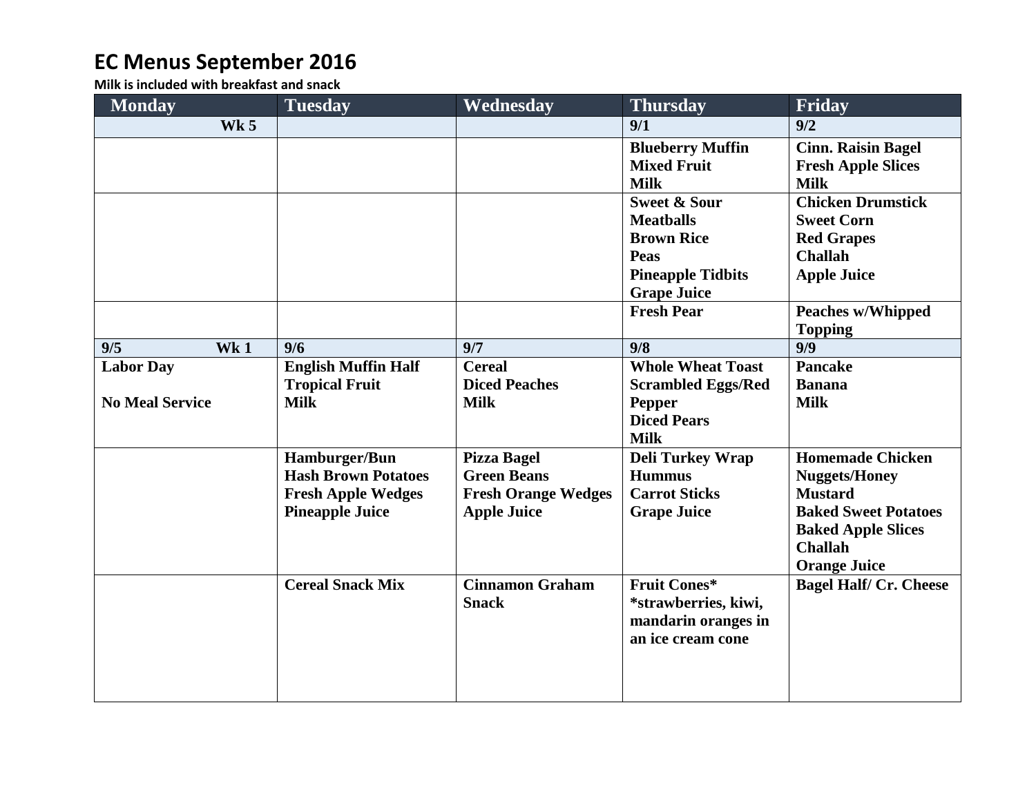# EC Menus September 2016

**Milk is included with breakfast and snack**

| Monday | Tuesday | Wednesday | Thursday | Friday |
|---|---|---|---|---|
| **Wk 5** | | | **9/1** | **9/2** |
| | | | **Blueberry Muffin**<br>**Mixed Fruit**<br>**Milk** | **Cinn. Raisin Bagel**<br>**Fresh Apple Slices**<br>**Milk** |
| | | | **Sweet & Sour Meatballs**<br>**Brown Rice**<br>**Peas**<br>**Pineapple Tidbits**<br>**Grape Juice** | **Chicken Drumstick**<br>**Sweet Corn**<br>**Red Grapes**<br>**Challah**<br>**Apple Juice** |
| | | | **Fresh Pear** | **Peaches w/Whipped Topping** |
| **9/5 Wk 1** | **9/6** | **9/7** | **9/8** | **9/9** |
| **Labor Day**<br><br>**No Meal Service** | **English Muffin Half**<br>**Tropical Fruit**<br>**Milk** | **Cereal**<br>**Diced Peaches**<br>**Milk** | **Whole Wheat Toast**<br>**Scrambled Eggs/Red Pepper**<br>**Diced Pears**<br>**Milk** | **Pancake**<br>**Banana**<br>**Milk** |
| | **Hamburger/Bun**<br>**Hash Brown Potatoes**<br>**Fresh Apple Wedges**<br>**Pineapple Juice** | **Pizza Bagel**<br>**Green Beans**<br>**Fresh Orange Wedges**<br>**Apple Juice** | **Deli Turkey Wrap**<br>**Hummus**<br>**Carrot Sticks**<br>**Grape Juice** | **Homemade Chicken Nuggets/Honey Mustard**<br>**Baked Sweet Potatoes**<br>**Baked Apple Slices**<br>**Challah**<br>**Orange Juice** |
| | **Cereal Snack Mix** | **Cinnamon Graham Snack** | **Fruit Cones***<br>***strawberries, kiwi, mandarin oranges in an ice cream cone** | **Bagel Half/ Cr. Cheese** |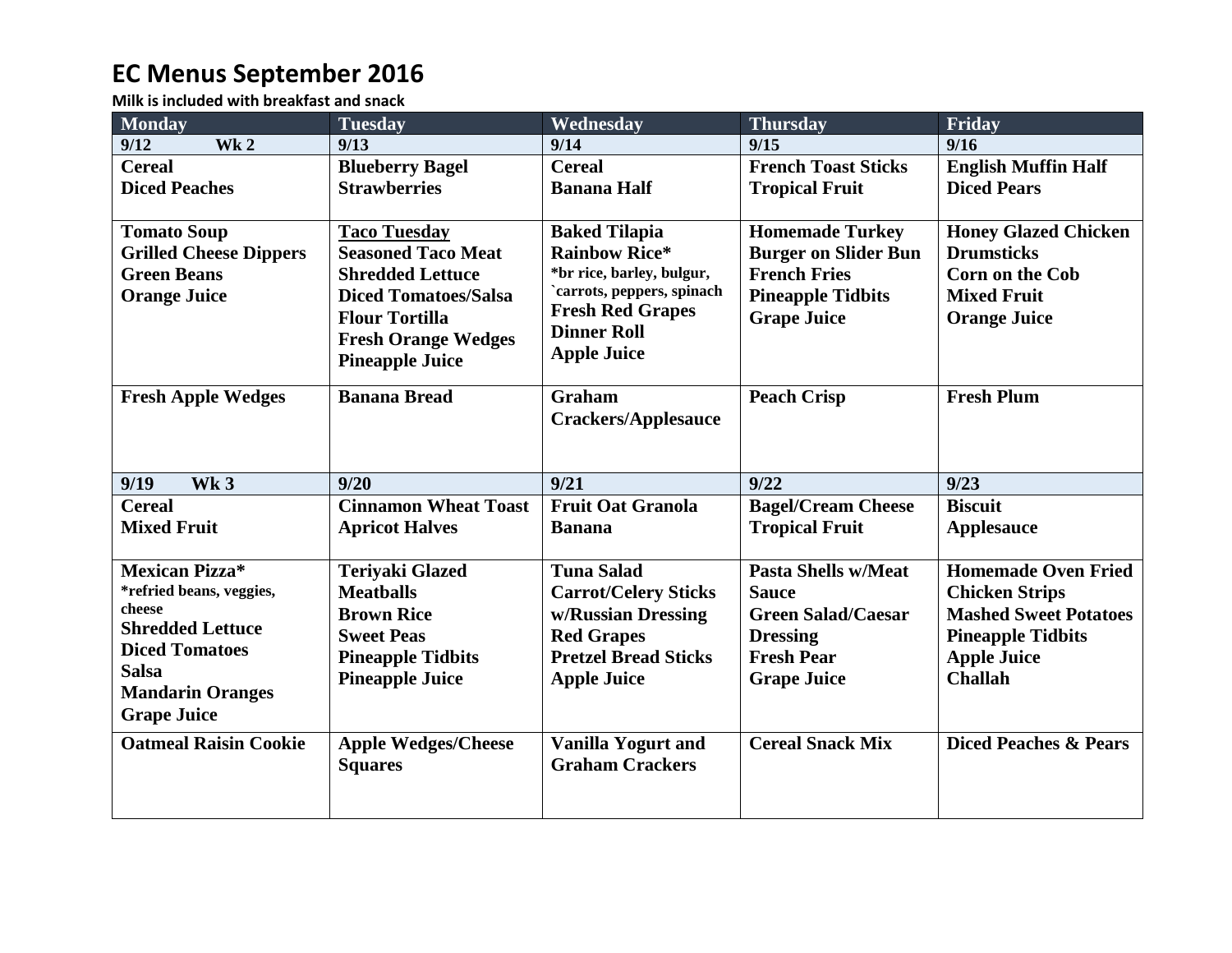# EC Menus September 2016

**Milk is included with breakfast and snack**

| Monday | Tuesday | Wednesday | Thursday | Friday |
|---|---|---|---|---|
| **9/12 Wk 2** | **9/13** | **9/14** | **9/15** | **9/16** |
| **Cereal**<br>**Diced Peaches** | **Blueberry Bagel**<br>**Strawberries** | **Cereal**<br>**Banana Half** | **French Toast Sticks**<br>**Tropical Fruit** | **English Muffin Half**<br>**Diced Pears** |
| **Tomato Soup**<br>**Grilled Cheese Dippers**<br>**Green Beans**<br>**Orange Juice** | **Taco Tuesday**<br>**Seasoned Taco Meat**<br>**Shredded Lettuce**<br>**Diced Tomatoes/Salsa**<br>**Flour Tortilla**<br>**Fresh Orange Wedges**<br>**Pineapple Juice** | **Baked Tilapia**<br>**Rainbow Rice***<br>*br rice, barley, bulgur, `carrots, peppers, spinach<br>**Fresh Red Grapes**<br>**Dinner Roll**<br>**Apple Juice** | **Homemade Turkey Burger on Slider Bun**<br>**French Fries**<br>**Pineapple Tidbits**<br>**Grape Juice** | **Honey Glazed Chicken Drumsticks**<br>**Corn on the Cob**<br>**Mixed Fruit**<br>**Orange Juice** |
| **Fresh Apple Wedges** | **Banana Bread** | **Graham Crackers/Applesauce** | **Peach Crisp** | **Fresh Plum** |
| **9/19 Wk 3** | **9/20** | **9/21** | **9/22** | **9/23** |
| **Cereal**<br>**Mixed Fruit** | **Cinnamon Wheat Toast**<br>**Apricot Halves** | **Fruit Oat Granola**<br>**Banana** | **Bagel/Cream Cheese**<br>**Tropical Fruit** | **Biscuit**<br>**Applesauce** |
| **Mexican Pizza***<br>*refried beans, veggies, cheese<br>**Shredded Lettuce**<br>**Diced Tomatoes**<br>**Salsa**<br>**Mandarin Oranges**<br>**Grape Juice** | **Teriyaki Glazed Meatballs**<br>**Brown Rice**<br>**Sweet Peas**<br>**Pineapple Tidbits**<br>**Pineapple Juice** | **Tuna Salad**<br>**Carrot/Celery Sticks w/Russian Dressing**<br>**Red Grapes**<br>**Pretzel Bread Sticks**<br>**Apple Juice** | **Pasta Shells w/Meat Sauce**<br>**Green Salad/Caesar Dressing**<br>**Fresh Pear**<br>**Grape Juice** | **Homemade Oven Fried Chicken Strips**<br>**Mashed Sweet Potatoes**<br>**Pineapple Tidbits**<br>**Apple Juice**<br>**Challah** |
| **Oatmeal Raisin Cookie** | **Apple Wedges/Cheese Squares** | **Vanilla Yogurt and Graham Crackers** | **Cereal Snack Mix** | **Diced Peaches & Pears** |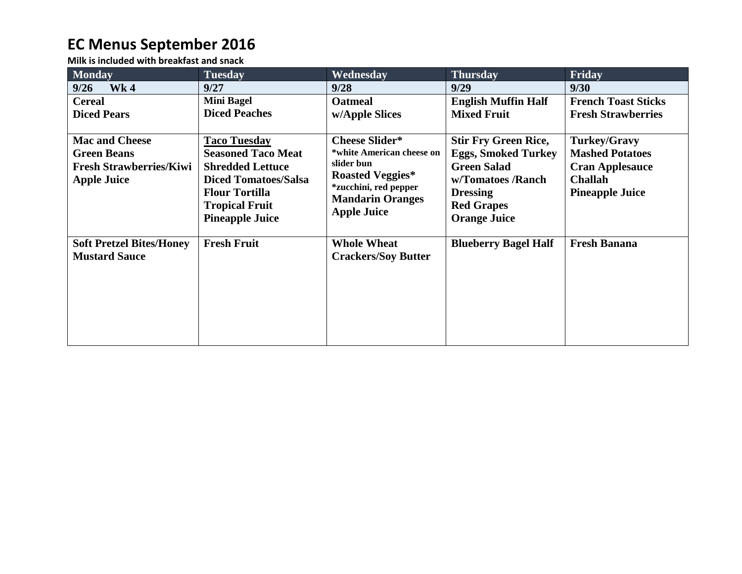# EC Menus September 2016

**Milk is included with breakfast and snack**

| Monday | Tuesday | Wednesday | Thursday | Friday |
|---|---|---|---|---|
| **9/26 Wk 4** | **9/27** | **9/28** | **9/29** | **9/30** |
| **Cereal**<br>**Diced Pears** | **Mini Bagel**<br>**Diced Peaches** | **Oatmeal**<br>**w/Apple Slices** | **English Muffin Half**<br>**Mixed Fruit** | **French Toast Sticks**<br>**Fresh Strawberries** |
| **Mac and Cheese**<br>**Green Beans**<br>**Fresh Strawberries/Kiwi**<br>**Apple Juice** | **Taco Tuesday**<br>**Seasoned Taco Meat**<br>**Shredded Lettuce**<br>**Diced Tomatoes/Salsa**<br>**Flour Tortilla**<br>**Tropical Fruit**<br>**Pineapple Juice** | **Cheese Slider***<br>***white American cheese on slider bun**<br>**Roasted Veggies***<br>***zucchini, red pepper**<br>**Mandarin Oranges**<br>**Apple Juice** | **Stir Fry Green Rice, Eggs, Smoked Turkey**<br>**Green Salad w/Tomatoes /Ranch Dressing**<br>**Red Grapes**<br>**Orange Juice** | **Turkey/Gravy**<br>**Mashed Potatoes**<br>**Cran Applesauce**<br>**Challah**<br>**Pineapple Juice** |
| **Soft Pretzel Bites/Honey Mustard Sauce** | **Fresh Fruit** | **Whole Wheat Crackers/Soy Butter** | **Blueberry Bagel Half** | **Fresh Banana** |